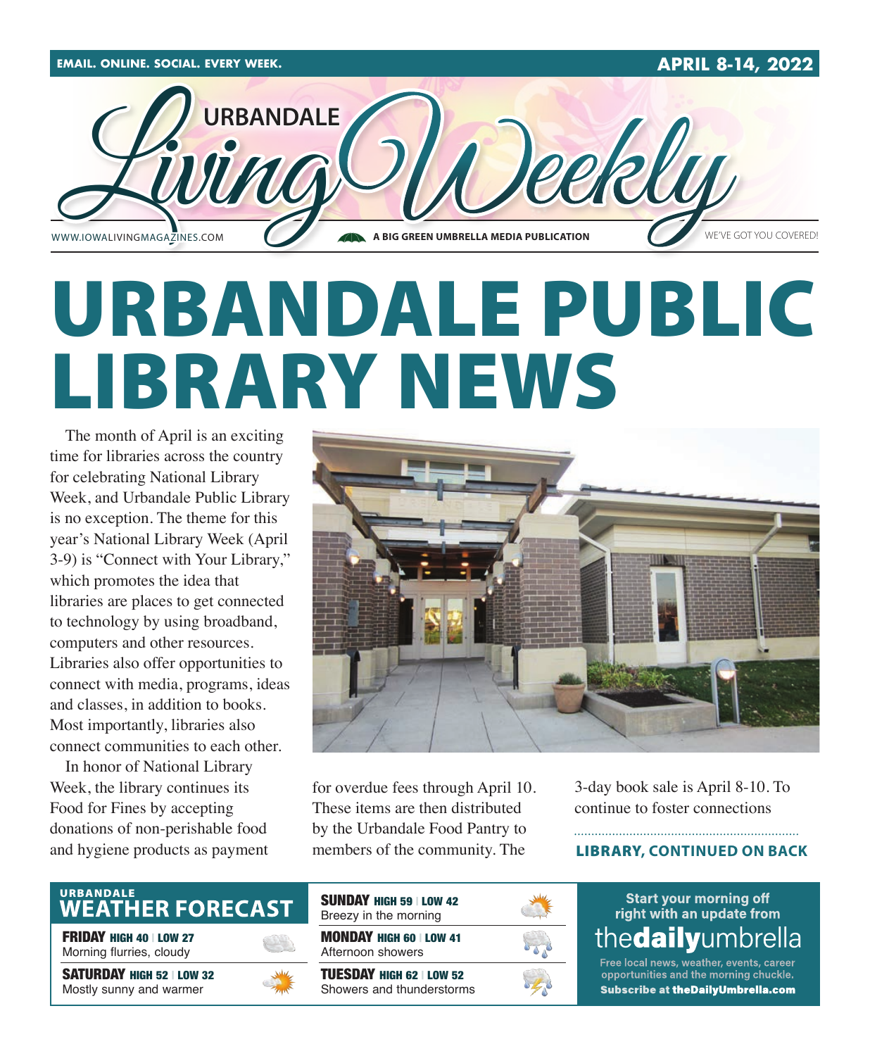EMAIL. ONLINE. SOCIAL. EVERY WEEK.

APRIL 8-14, 2022

URBANDALE *Living Weekly*

WWW.IOWALIVINGMAGAZINES.COM — A BIG GREEN UMBRELLA MEDIA PUBLICATION — WE'VE GOT YOU COVERED!

# URBANDALE PUBLIC LIBRARY NEWS

The month of April is an exciting time for libraries across the country for celebrating National Library Week, and Urbandale Public Library is no exception. The theme for this year's National Library Week (April 3-9) is "Connect with Your Library," which promotes the idea that libraries are places to get connected to technology by using broadband, computers and other resources. Libraries also offer opportunities to connect with media, programs, ideas and classes, in addition to books. Most importantly, libraries also connect communities to each other.

In honor of National Library Week, the library continues its Food for Fines by accepting donations of non-perishable food and hygiene products as payment for overdue fees through April 10. These items are then distributed by the Urbandale Food Pantry to members of the community. The 3-day book sale is April 8-10. To continue to foster connections

**LIBRARY, CONTINUED ON BACK**

## URBANDALE WEATHER FORECAST

**FRIDAY** HIGH 40 | LOW 27
Morning flurries, cloudy

**SATURDAY** HIGH 52 | LOW 32
Mostly sunny and warmer

**SUNDAY** HIGH 59 | LOW 42
Breezy in the morning

**MONDAY** HIGH 60 | LOW 41
Afternoon showers

**TUESDAY** HIGH 62 | LOW 52
Showers and thunderstorms

Start your morning off right with an update from **thedailyumbrella**

Free local news, weather, events, career opportunities and the morning chuckle.
**Subscribe at theDailyUmbrella.com**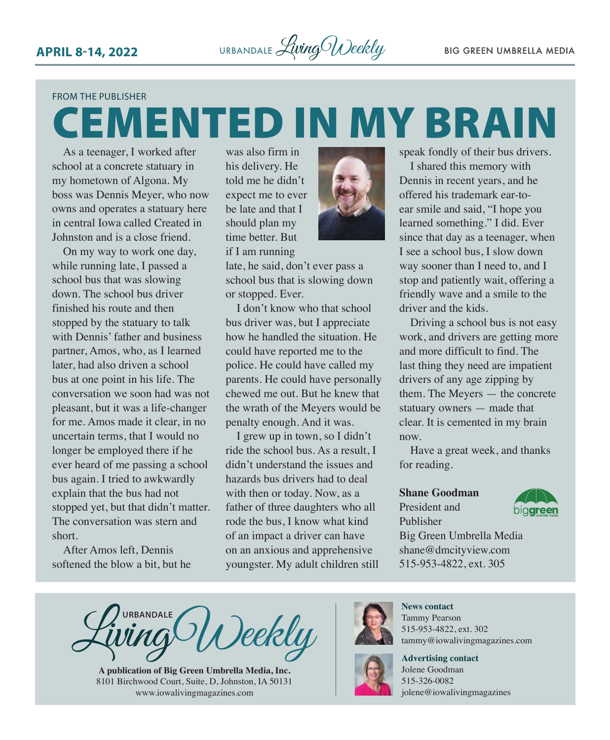FROM THE PUBLISHER

# CEMENTED IN MY BRAIN

As a teenager, I worked after school at a concrete statuary in my hometown of Algona. My boss was Dennis Meyer, who now owns and operates a statuary here in central Iowa called Created in Johnston and is a close friend.

On my way to work one day, while running late, I passed a school bus that was slowing down. The school bus driver finished his route and then stopped by the statuary to talk with Dennis' father and business partner, Amos, who, as I learned later, had also driven a school bus at one point in his life. The conversation we soon had was not pleasant, but it was a life-changer for me. Amos made it clear, in no uncertain terms, that I would no longer be employed there if he ever heard of me passing a school bus again. I tried to awkwardly explain that the bus had not stopped yet, but that didn't matter. The conversation was stern and short.

After Amos left, Dennis softened the blow a bit, but he was also firm in his delivery. He told me he didn't expect me to ever be late and that I should plan my time better. But if I am running late, he said, don't ever pass a school bus that is slowing down or stopped. Ever.

I don't know who that school bus driver was, but I appreciate how he handled the situation. He could have reported me to the police. He could have called my parents. He could have personally chewed me out. But he knew that the wrath of the Meyers would be penalty enough. And it was.

I grew up in town, so I didn't ride the school bus. As a result, I didn't understand the issues and hazards bus drivers had to deal with then or today. Now, as a father of three daughters who all rode the bus, I know what kind of an impact a driver can have on an anxious and apprehensive youngster. My adult children still speak fondly of their bus drivers.

I shared this memory with Dennis in recent years, and he offered his trademark ear-to-ear smile and said, "I hope you learned something." I did. Ever since that day as a teenager, when I see a school bus, I slow down way sooner than I need to, and I stop and patiently wait, offering a friendly wave and a smile to the driver and the kids.

Driving a school bus is not easy work, and drivers are getting more and more difficult to find. The last thing they need are impatient drivers of any age zipping by them. The Meyers — the concrete statuary owners — made that clear. It is cemented in my brain now.

Have a great week, and thanks for reading.

**Shane Goodman**
President and Publisher
Big Green Umbrella Media
shane@dmcityview.com
515-953-4822, ext. 305

---

URBANDALE Living Weekly

**A publication of Big Green Umbrella Media, Inc.**
8101 Birchwood Court, Suite, D, Johnston, IA 50131
www.iowalivingmagazines.com

**News contact**
Tammy Pearson
515-953-4822, ext. 302
tammy@iowalivingmagazines.com

**Advertising contact**
Jolene Goodman
515-326-0082
jolene@iowalivingmagazines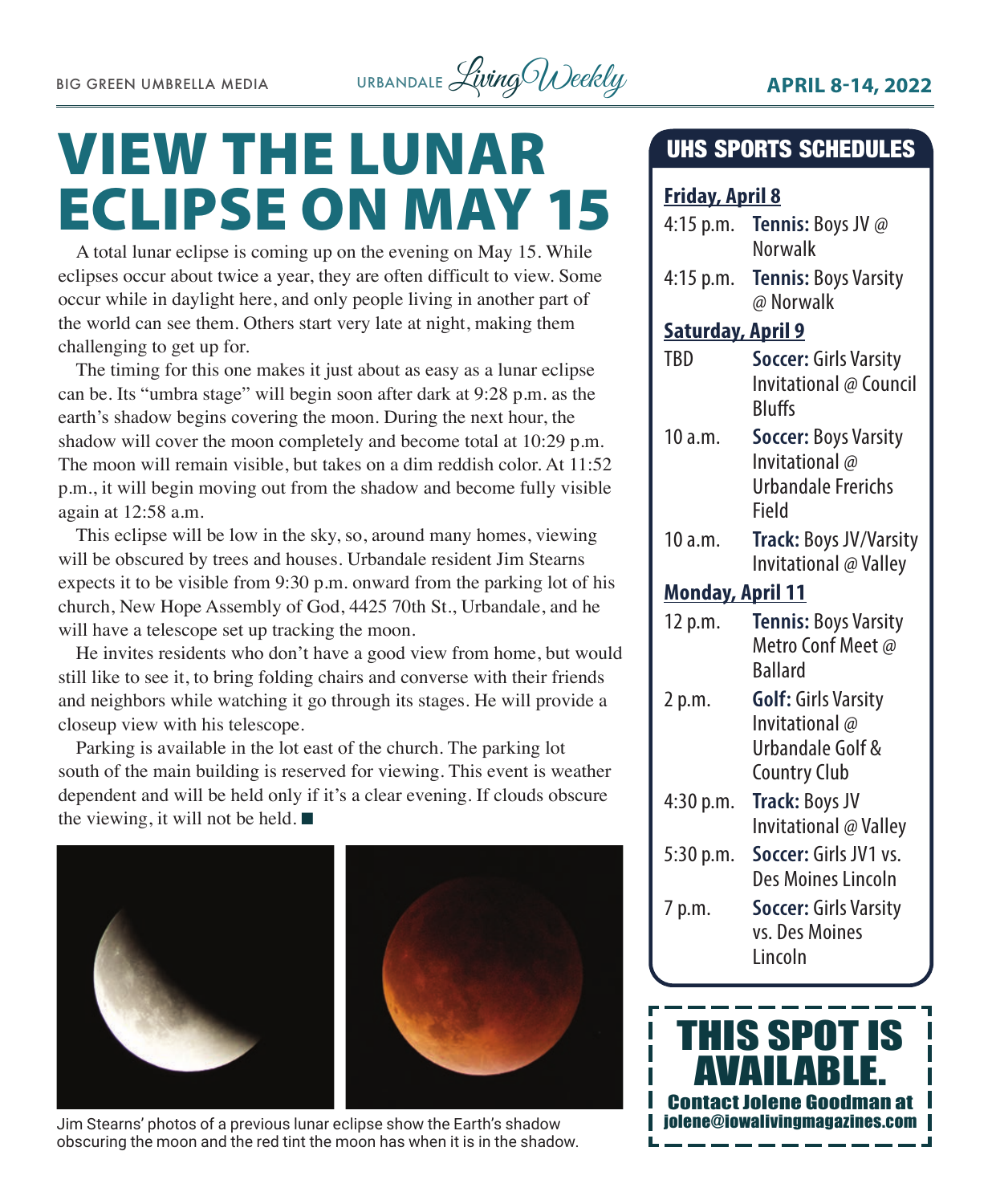# VIEW THE LUNAR ECLIPSE ON MAY 15

A total lunar eclipse is coming up on the evening on May 15. While eclipses occur about twice a year, they are often difficult to view. Some occur while in daylight here, and only people living in another part of the world can see them. Others start very late at night, making them challenging to get up for.

The timing for this one makes it just about as easy as a lunar eclipse can be. Its "umbra stage" will begin soon after dark at 9:28 p.m. as the earth's shadow begins covering the moon. During the next hour, the shadow will cover the moon completely and become total at 10:29 p.m. The moon will remain visible, but takes on a dim reddish color. At 11:52 p.m., it will begin moving out from the shadow and become fully visible again at 12:58 a.m.

This eclipse will be low in the sky, so, around many homes, viewing will be obscured by trees and houses. Urbandale resident Jim Stearns expects it to be visible from 9:30 p.m. onward from the parking lot of his church, New Hope Assembly of God, 4425 70th St., Urbandale, and he will have a telescope set up tracking the moon.

He invites residents who don't have a good view from home, but would still like to see it, to bring folding chairs and converse with their friends and neighbors while watching it go through its stages. He will provide a closeup view with his telescope.

Parking is available in the lot east of the church. The parking lot south of the main building is reserved for viewing. This event is weather dependent and will be held only if it's a clear evening. If clouds obscure the viewing, it will not be held. ■

Jim Stearns' photos of a previous lunar eclipse show the Earth's shadow obscuring the moon and the red tint the moon has when it is in the shadow.

## UHS SPORTS SCHEDULES

**Friday, April 8**

| | |
|---|---|
| 4:15 p.m. | **Tennis:** Boys JV @ Norwalk |
| 4:15 p.m. | **Tennis:** Boys Varsity @ Norwalk |

**Saturday, April 9**

| | |
|---|---|
| TBD | **Soccer:** Girls Varsity Invitational @ Council Bluffs |
| 10 a.m. | **Soccer:** Boys Varsity Invitational @ Urbandale Frerichs Field |
| 10 a.m. | **Track:** Boys JV/Varsity Invitational @ Valley |

**Monday, April 11**

| | |
|---|---|
| 12 p.m. | **Tennis:** Boys Varsity Metro Conf Meet @ Ballard |
| 2 p.m. | **Golf:** Girls Varsity Invitational @ Urbandale Golf & Country Club |
| 4:30 p.m. | **Track:** Boys JV Invitational @ Valley |
| 5:30 p.m. | **Soccer:** Girls JV1 vs. Des Moines Lincoln |
| 7 p.m. | **Soccer:** Girls Varsity vs. Des Moines Lincoln |

**THIS SPOT IS AVAILABLE.**
Contact Jolene Goodman at jolene@iowalivingmagazines.com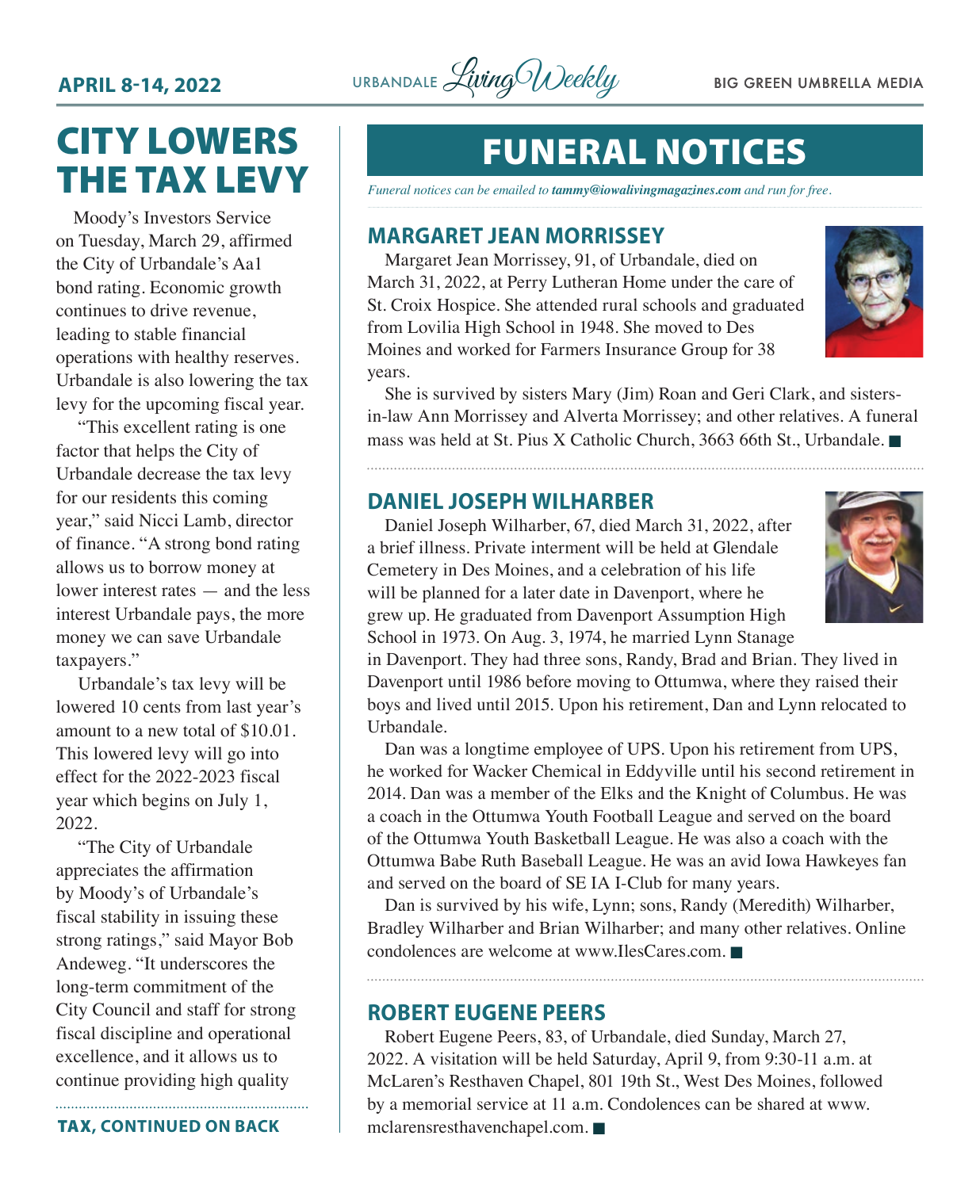# CITY LOWERS THE TAX LEVY

Moody's Investors Service on Tuesday, March 29, affirmed the City of Urbandale's Aa1 bond rating. Economic growth continues to drive revenue, leading to stable financial operations with healthy reserves. Urbandale is also lowering the tax levy for the upcoming fiscal year.

"This excellent rating is one factor that helps the City of Urbandale decrease the tax levy for our residents this coming year," said Nicci Lamb, director of finance. "A strong bond rating allows us to borrow money at lower interest rates — and the less interest Urbandale pays, the more money we can save Urbandale taxpayers."

Urbandale's tax levy will be lowered 10 cents from last year's amount to a new total of $10.01. This lowered levy will go into effect for the 2022-2023 fiscal year which begins on July 1, 2022.

"The City of Urbandale appreciates the affirmation by Moody's of Urbandale's fiscal stability in issuing these strong ratings," said Mayor Bob Andeweg. "It underscores the long-term commitment of the City Council and staff for strong fiscal discipline and operational excellence, and it allows us to continue providing high quality

**TAX, CONTINUED ON BACK**

# FUNERAL NOTICES

*Funeral notices can be emailed to **tammy@iowalivingmagazines.com** and run for free.*

## MARGARET JEAN MORRISSEY

Margaret Jean Morrissey, 91, of Urbandale, died on March 31, 2022, at Perry Lutheran Home under the care of St. Croix Hospice. She attended rural schools and graduated from Lovilia High School in 1948. She moved to Des Moines and worked for Farmers Insurance Group for 38 years.

She is survived by sisters Mary (Jim) Roan and Geri Clark, and sisters-in-law Ann Morrissey and Alverta Morrissey; and other relatives. A funeral mass was held at St. Pius X Catholic Church, 3663 66th St., Urbandale. ■

## DANIEL JOSEPH WILHARBER

Daniel Joseph Wilharber, 67, died March 31, 2022, after a brief illness. Private interment will be held at Glendale Cemetery in Des Moines, and a celebration of his life will be planned for a later date in Davenport, where he grew up. He graduated from Davenport Assumption High School in 1973. On Aug. 3, 1974, he married Lynn Stanage in Davenport. They had three sons, Randy, Brad and Brian. They lived in Davenport until 1986 before moving to Ottumwa, where they raised their boys and lived until 2015. Upon his retirement, Dan and Lynn relocated to Urbandale.

Dan was a longtime employee of UPS. Upon his retirement from UPS, he worked for Wacker Chemical in Eddyville until his second retirement in 2014. Dan was a member of the Elks and the Knight of Columbus. He was a coach in the Ottumwa Youth Football League and served on the board of the Ottumwa Youth Basketball League. He was also a coach with the Ottumwa Babe Ruth Baseball League. He was an avid Iowa Hawkeyes fan and served on the board of SE IA I-Club for many years.

Dan is survived by his wife, Lynn; sons, Randy (Meredith) Wilharber, Bradley Wilharber and Brian Wilharber; and many other relatives. Online condolences are welcome at www.IlesCares.com. ■

## ROBERT EUGENE PEERS

Robert Eugene Peers, 83, of Urbandale, died Sunday, March 27, 2022. A visitation will be held Saturday, April 9, from 9:30-11 a.m. at McLaren's Resthaven Chapel, 801 19th St., West Des Moines, followed by a memorial service at 11 a.m. Condolences can be shared at www.mclarensresthavenchapel.com. ■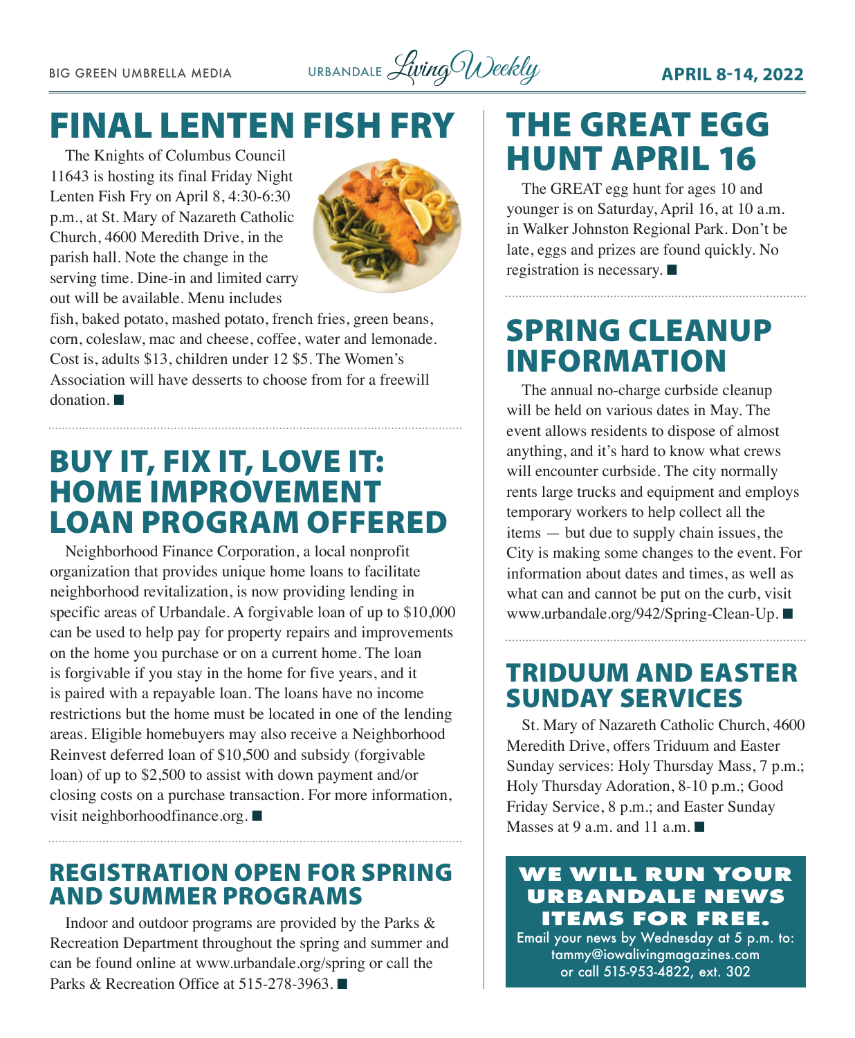# FINAL LENTEN FISH FRY

The Knights of Columbus Council 11643 is hosting its final Friday Night Lenten Fish Fry on April 8, 4:30-6:30 p.m., at St. Mary of Nazareth Catholic Church, 4600 Meredith Drive, in the parish hall. Note the change in the serving time. Dine-in and limited carry out will be available. Menu includes fish, baked potato, mashed potato, french fries, green beans, corn, coleslaw, mac and cheese, coffee, water and lemonade. Cost is, adults $13, children under 12 $5. The Women's Association will have desserts to choose from for a freewill donation. ■

# BUY IT, FIX IT, LOVE IT: HOME IMPROVEMENT LOAN PROGRAM OFFERED

Neighborhood Finance Corporation, a local nonprofit organization that provides unique home loans to facilitate neighborhood revitalization, is now providing lending in specific areas of Urbandale. A forgivable loan of up to $10,000 can be used to help pay for property repairs and improvements on the home you purchase or on a current home. The loan is forgivable if you stay in the home for five years, and it is paired with a repayable loan. The loans have no income restrictions but the home must be located in one of the lending areas. Eligible homebuyers may also receive a Neighborhood Reinvest deferred loan of $10,500 and subsidy (forgivable loan) of up to $2,500 to assist with down payment and/or closing costs on a purchase transaction. For more information, visit neighborhoodfinance.org. ■

## REGISTRATION OPEN FOR SPRING AND SUMMER PROGRAMS

Indoor and outdoor programs are provided by the Parks & Recreation Department throughout the spring and summer and can be found online at www.urbandale.org/spring or call the Parks & Recreation Office at 515-278-3963. ■

# THE GREAT EGG HUNT APRIL 16

The GREAT egg hunt for ages 10 and younger is on Saturday, April 16, at 10 a.m. in Walker Johnston Regional Park. Don't be late, eggs and prizes are found quickly. No registration is necessary. ■

# SPRING CLEANUP INFORMATION

The annual no-charge curbside cleanup will be held on various dates in May. The event allows residents to dispose of almost anything, and it's hard to know what crews will encounter curbside. The city normally rents large trucks and equipment and employs temporary workers to help collect all the items — but due to supply chain issues, the City is making some changes to the event. For information about dates and times, as well as what can and cannot be put on the curb, visit www.urbandale.org/942/Spring-Clean-Up. ■

## TRIDUUM AND EASTER SUNDAY SERVICES

St. Mary of Nazareth Catholic Church, 4600 Meredith Drive, offers Triduum and Easter Sunday services: Holy Thursday Mass, 7 p.m.; Holy Thursday Adoration, 8-10 p.m.; Good Friday Service, 8 p.m.; and Easter Sunday Masses at 9 a.m. and 11 a.m. ■

**WE WILL RUN YOUR URBANDALE NEWS ITEMS FOR FREE.**

Email your news by Wednesday at 5 p.m. to: tammy@iowalivingmagazines.com or call 515-953-4822, ext. 302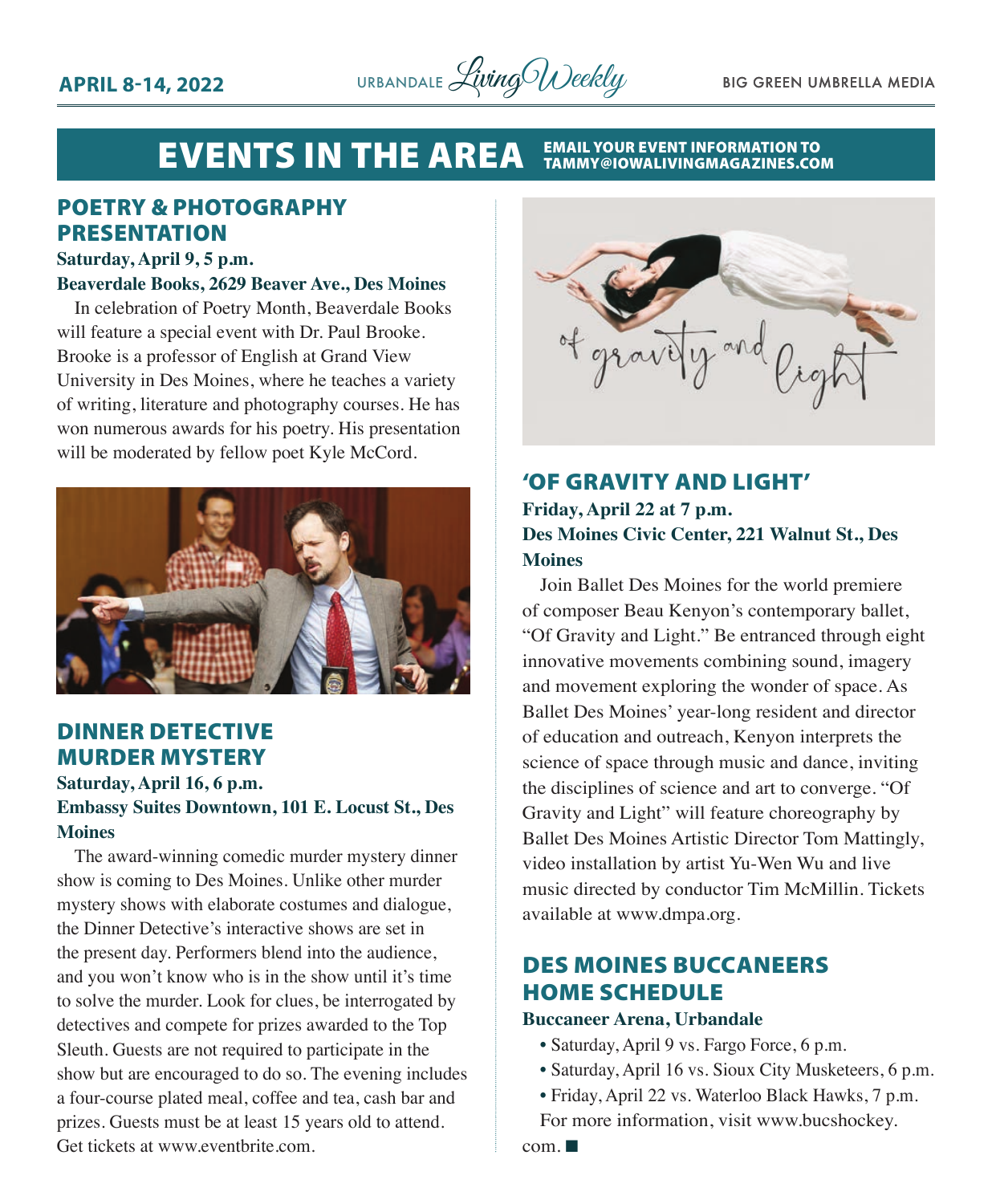# EVENTS IN THE AREA

EMAIL YOUR EVENT INFORMATION TO TAMMY@IOWALIVINGMAGAZINES.COM

## POETRY & PHOTOGRAPHY PRESENTATION

**Saturday, April 9, 5 p.m.**
**Beaverdale Books, 2629 Beaver Ave., Des Moines**

In celebration of Poetry Month, Beaverdale Books will feature a special event with Dr. Paul Brooke. Brooke is a professor of English at Grand View University in Des Moines, where he teaches a variety of writing, literature and photography courses. He has won numerous awards for his poetry. His presentation will be moderated by fellow poet Kyle McCord.

## DINNER DETECTIVE MURDER MYSTERY

**Saturday, April 16, 6 p.m.**
**Embassy Suites Downtown, 101 E. Locust St., Des Moines**

The award-winning comedic murder mystery dinner show is coming to Des Moines. Unlike other murder mystery shows with elaborate costumes and dialogue, the Dinner Detective's interactive shows are set in the present day. Performers blend into the audience, and you won't know who is in the show until it's time to solve the murder. Look for clues, be interrogated by detectives and compete for prizes awarded to the Top Sleuth. Guests are not required to participate in the show but are encouraged to do so. The evening includes a four-course plated meal, coffee and tea, cash bar and prizes. Guests must be at least 15 years old to attend. Get tickets at www.eventbrite.com.

## 'OF GRAVITY AND LIGHT'

**Friday, April 22 at 7 p.m.**
**Des Moines Civic Center, 221 Walnut St., Des Moines**

Join Ballet Des Moines for the world premiere of composer Beau Kenyon's contemporary ballet, "Of Gravity and Light." Be entranced through eight innovative movements combining sound, imagery and movement exploring the wonder of space. As Ballet Des Moines' year-long resident and director of education and outreach, Kenyon interprets the science of space through music and dance, inviting the disciplines of science and art to converge. "Of Gravity and Light" will feature choreography by Ballet Des Moines Artistic Director Tom Mattingly, video installation by artist Yu-Wen Wu and live music directed by conductor Tim McMillin. Tickets available at www.dmpa.org.

## DES MOINES BUCCANEERS HOME SCHEDULE

**Buccaneer Arena, Urbandale**

- Saturday, April 9 vs. Fargo Force, 6 p.m.
- Saturday, April 16 vs. Sioux City Musketeers, 6 p.m.
- Friday, April 22 vs. Waterloo Black Hawks, 7 p.m.

For more information, visit www.bucshockey.com. ■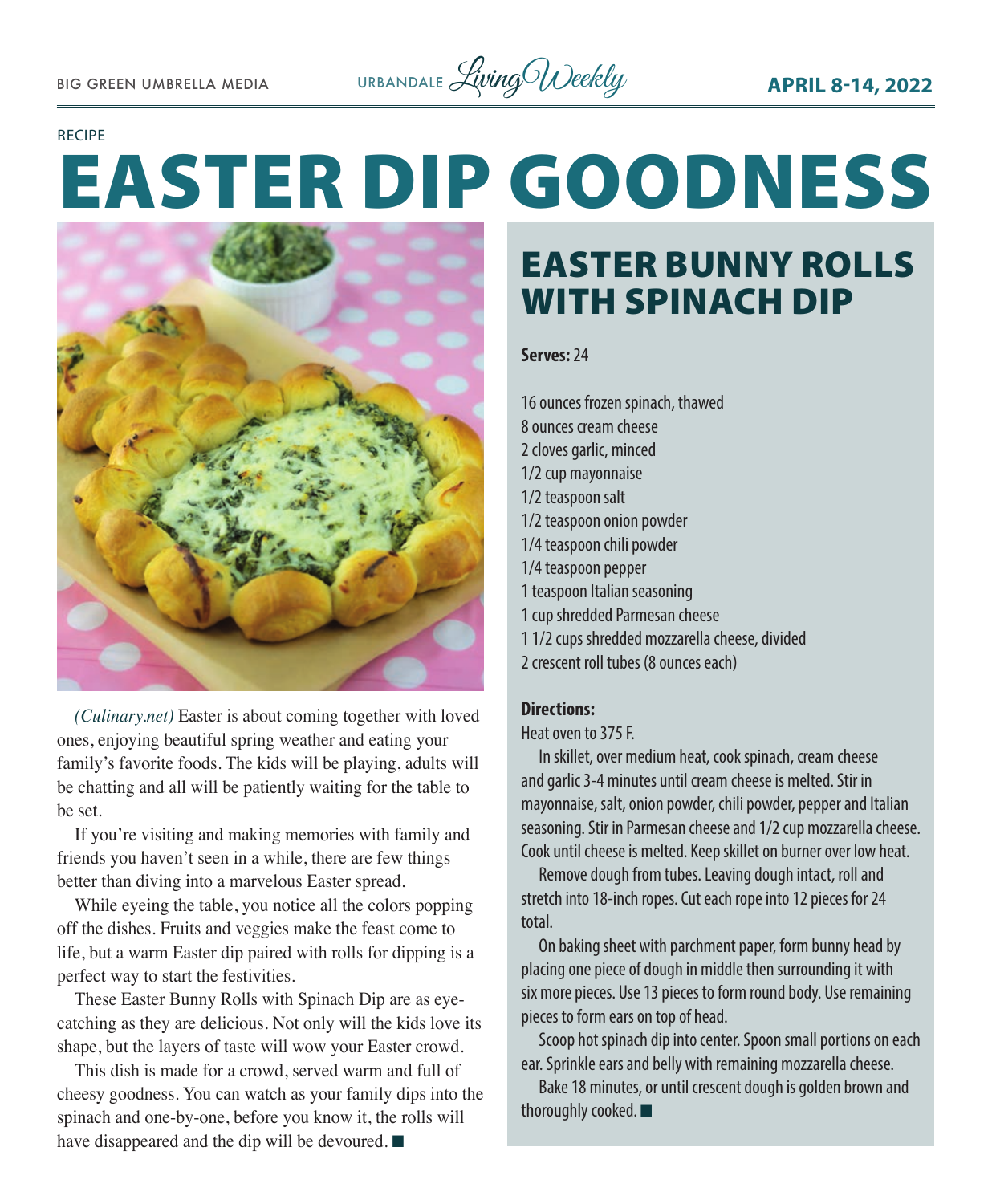RECIPE

# EASTER DIP GOODNESS

*(Culinary.net)* Easter is about coming together with loved ones, enjoying beautiful spring weather and eating your family's favorite foods. The kids will be playing, adults will be chatting and all will be patiently waiting for the table to be set.

If you're visiting and making memories with family and friends you haven't seen in a while, there are few things better than diving into a marvelous Easter spread.

While eyeing the table, you notice all the colors popping off the dishes. Fruits and veggies make the feast come to life, but a warm Easter dip paired with rolls for dipping is a perfect way to start the festivities.

These Easter Bunny Rolls with Spinach Dip are as eye-catching as they are delicious. Not only will the kids love its shape, but the layers of taste will wow your Easter crowd.

This dish is made for a crowd, served warm and full of cheesy goodness. You can watch as your family dips into the spinach and one-by-one, before you know it, the rolls will have disappeared and the dip will be devoured. ■

## EASTER BUNNY ROLLS WITH SPINACH DIP

**Serves:** 24

16 ounces frozen spinach, thawed
8 ounces cream cheese
2 cloves garlic, minced
1/2 cup mayonnaise
1/2 teaspoon salt
1/2 teaspoon onion powder
1/4 teaspoon chili powder
1/4 teaspoon pepper
1 teaspoon Italian seasoning
1 cup shredded Parmesan cheese
1 1/2 cups shredded mozzarella cheese, divided
2 crescent roll tubes (8 ounces each)

**Directions:**

Heat oven to 375 F.

In skillet, over medium heat, cook spinach, cream cheese and garlic 3-4 minutes until cream cheese is melted. Stir in mayonnaise, salt, onion powder, chili powder, pepper and Italian seasoning. Stir in Parmesan cheese and 1/2 cup mozzarella cheese. Cook until cheese is melted. Keep skillet on burner over low heat.

Remove dough from tubes. Leaving dough intact, roll and stretch into 18-inch ropes. Cut each rope into 12 pieces for 24 total.

On baking sheet with parchment paper, form bunny head by placing one piece of dough in middle then surrounding it with six more pieces. Use 13 pieces to form round body. Use remaining pieces to form ears on top of head.

Scoop hot spinach dip into center. Spoon small portions on each ear. Sprinkle ears and belly with remaining mozzarella cheese.

Bake 18 minutes, or until crescent dough is golden brown and thoroughly cooked. ■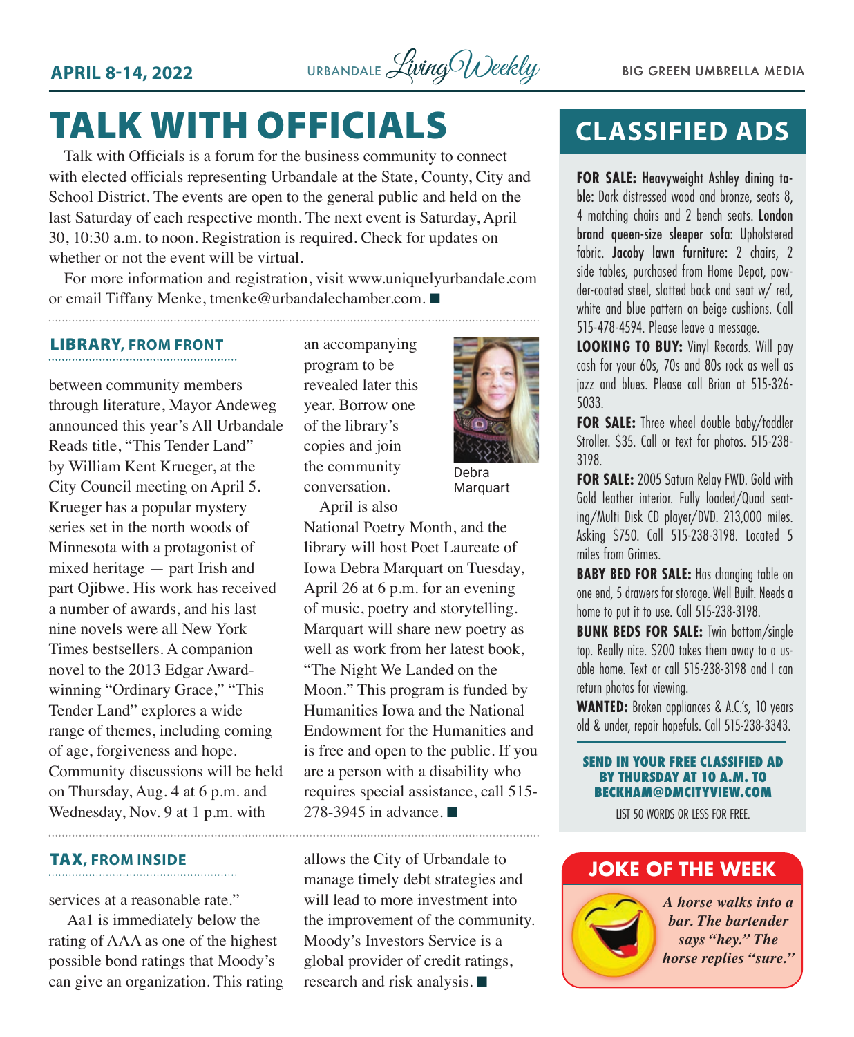# TALK WITH OFFICIALS

Talk with Officials is a forum for the business community to connect with elected officials representing Urbandale at the State, County, City and School District. The events are open to the general public and held on the last Saturday of each respective month. The next event is Saturday, April 30, 10:30 a.m. to noon. Registration is required. Check for updates on whether or not the event will be virtual.

For more information and registration, visit www.uniquelyurbandale.com or email Tiffany Menke, tmenke@urbandalechamber.com. ■

### LIBRARY, FROM FRONT

between community members through literature, Mayor Andeweg announced this year's All Urbandale Reads title, "This Tender Land" by William Kent Krueger, at the City Council meeting on April 5. Krueger has a popular mystery series set in the north woods of Minnesota with a protagonist of mixed heritage — part Irish and part Ojibwe. His work has received a number of awards, and his last nine novels were all New York Times bestsellers. A companion novel to the 2013 Edgar Award-winning "Ordinary Grace," "This Tender Land" explores a wide range of themes, including coming of age, forgiveness and hope. Community discussions will be held on Thursday, Aug. 4 at 6 p.m. and Wednesday, Nov. 9 at 1 p.m. with an accompanying program to be revealed later this year. Borrow one of the library's copies and join the community conversation.

Debra Marquart

April is also National Poetry Month, and the library will host Poet Laureate of Iowa Debra Marquart on Tuesday, April 26 at 6 p.m. for an evening of music, poetry and storytelling. Marquart will share new poetry as well as work from her latest book, "The Night We Landed on the Moon." This program is funded by Humanities Iowa and the National Endowment for the Humanities and is free and open to the public. If you are a person with a disability who requires special assistance, call 515-278-3945 in advance. ■

### TAX, FROM INSIDE

services at a reasonable rate."

Aa1 is immediately below the rating of AAA as one of the highest possible bond ratings that Moody's can give an organization. This rating allows the City of Urbandale to manage timely debt strategies and will lead to more investment into the improvement of the community. Moody's Investors Service is a global provider of credit ratings, research and risk analysis. ■

# CLASSIFIED ADS

**FOR SALE:** **Heavyweight Ashley dining table:** Dark distressed wood and bronze, seats 8, 4 matching chairs and 2 bench seats. **London brand queen-size sleeper sofa:** Upholstered fabric. **Jacoby lawn furniture:** 2 chairs, 2 side tables, purchased from Home Depot, powder-coated steel, slatted back and seat w/ red, white and blue pattern on beige cushions. Call 515-478-4594. Please leave a message.

**LOOKING TO BUY:** Vinyl Records. Will pay cash for your 60s, 70s and 80s rock as well as jazz and blues. Please call Brian at 515-326-5033.

**FOR SALE:** Three wheel double baby/toddler Stroller. $35. Call or text for photos. 515-238-3198.

**FOR SALE:** 2005 Saturn Relay FWD. Gold with Gold leather interior. Fully loaded/Quad seating/Multi Disk CD player/DVD. 213,000 miles. Asking $750. Call 515-238-3198. Located 5 miles from Grimes.

**BABY BED FOR SALE:** Has changing table on one end, 5 drawers for storage. Well Built. Needs a home to put it to use. Call 515-238-3198.

**BUNK BEDS FOR SALE:** Twin bottom/single top. Really nice. $200 takes them away to a usable home. Text or call 515-238-3198 and I can return photos for viewing.

**WANTED:** Broken appliances & A.C.'s, 10 years old & under, repair hopefuls. Call 515-238-3343.

**SEND IN YOUR FREE CLASSIFIED AD BY THURSDAY AT 10 A.M. TO BECKHAM@DMCITYVIEW.COM**

LIST 50 WORDS OR LESS FOR FREE.

## JOKE OF THE WEEK

*A horse walks into a bar. The bartender says "hey." The horse replies "sure."*